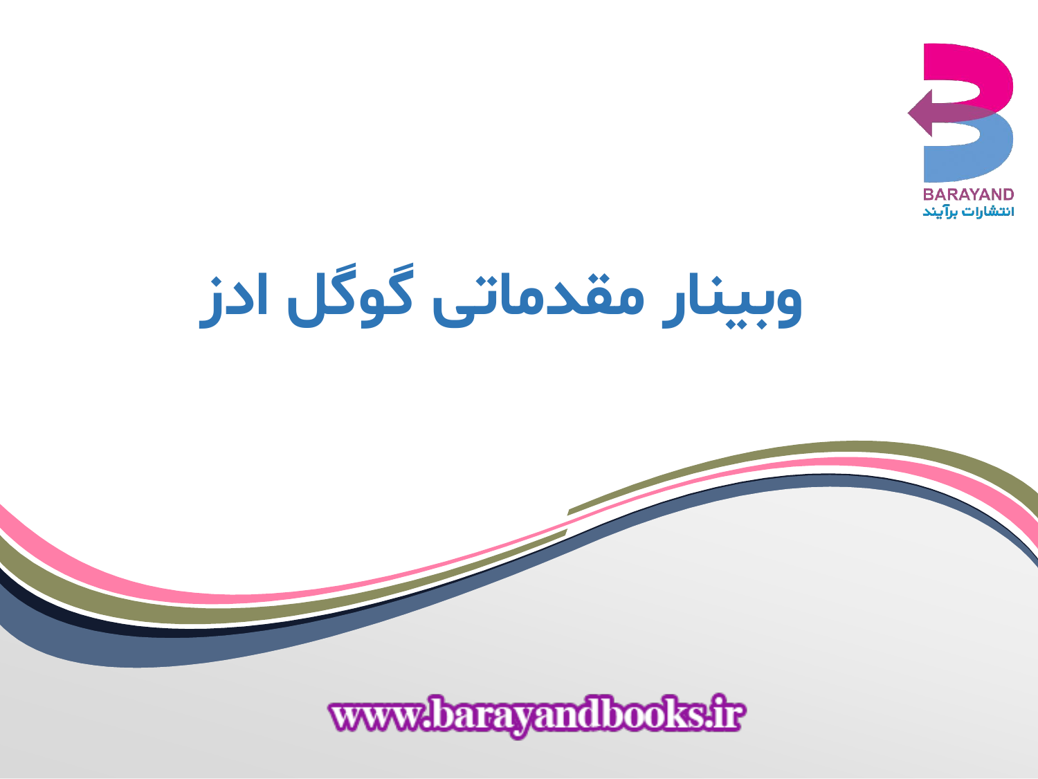BARAYAND
انتشارات برآیند

# وبینار مقدماتی گوگل ادز

www.barayandbooks.ir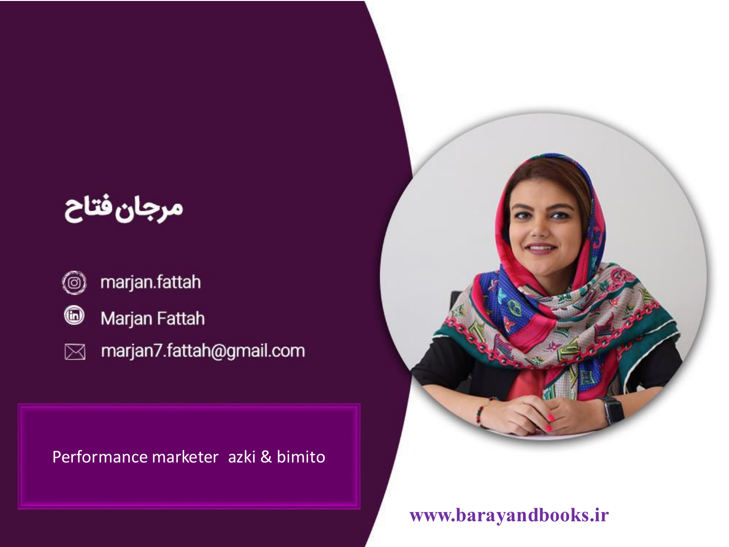# مرجان فتاح

marjan.fattah

Marjan Fattah

marjan7.fattah@gmail.com

Performance marketer azki & bimito

www.barayandbooks.ir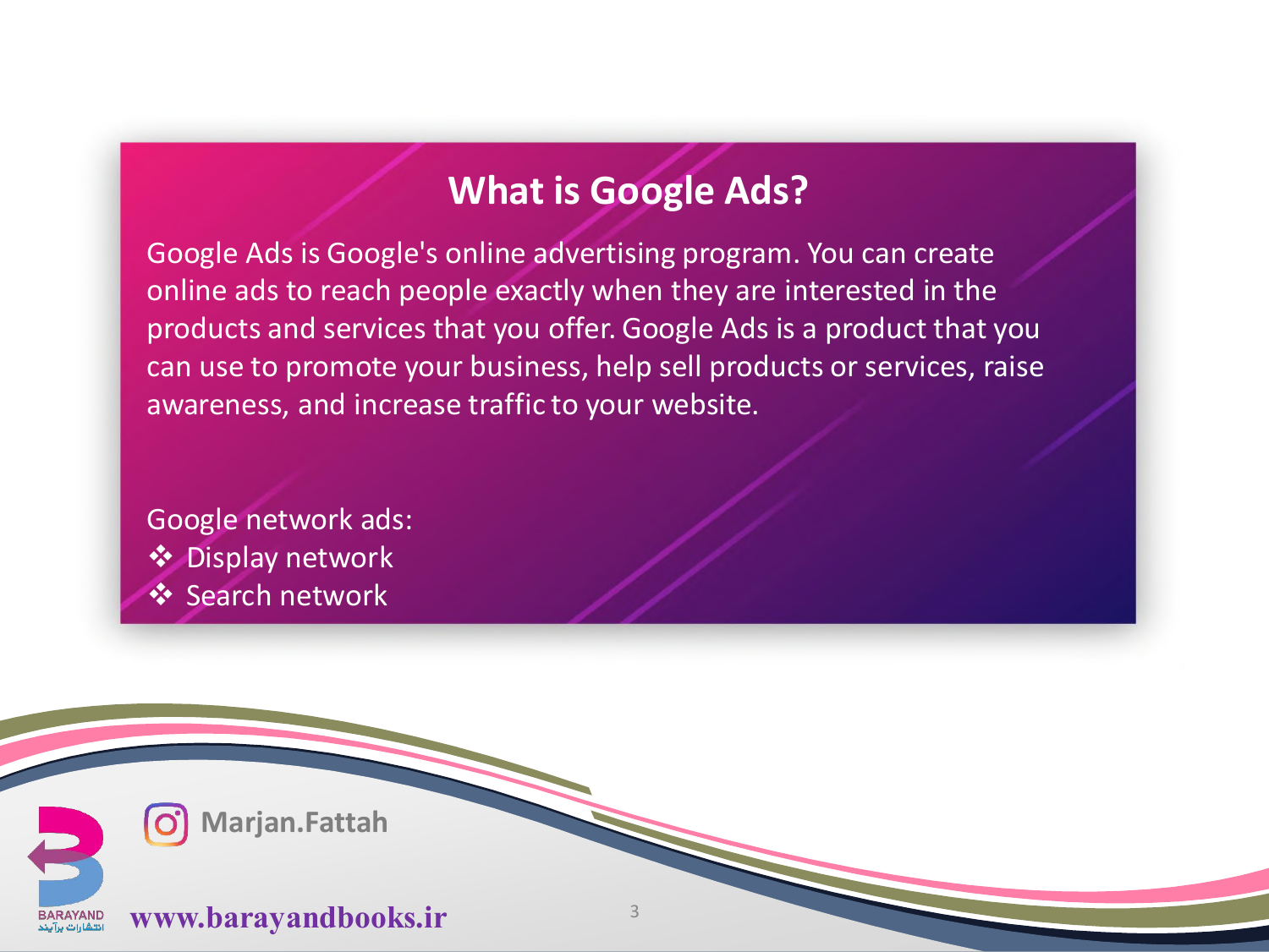# What is Google Ads?

Google Ads is Google's online advertising program. You can create online ads to reach people exactly when they are interested in the products and services that you offer. Google Ads is a product that you can use to promote your business, help sell products or services, raise awareness, and increase traffic to your website.

Google network ads:

- Display network
- Search network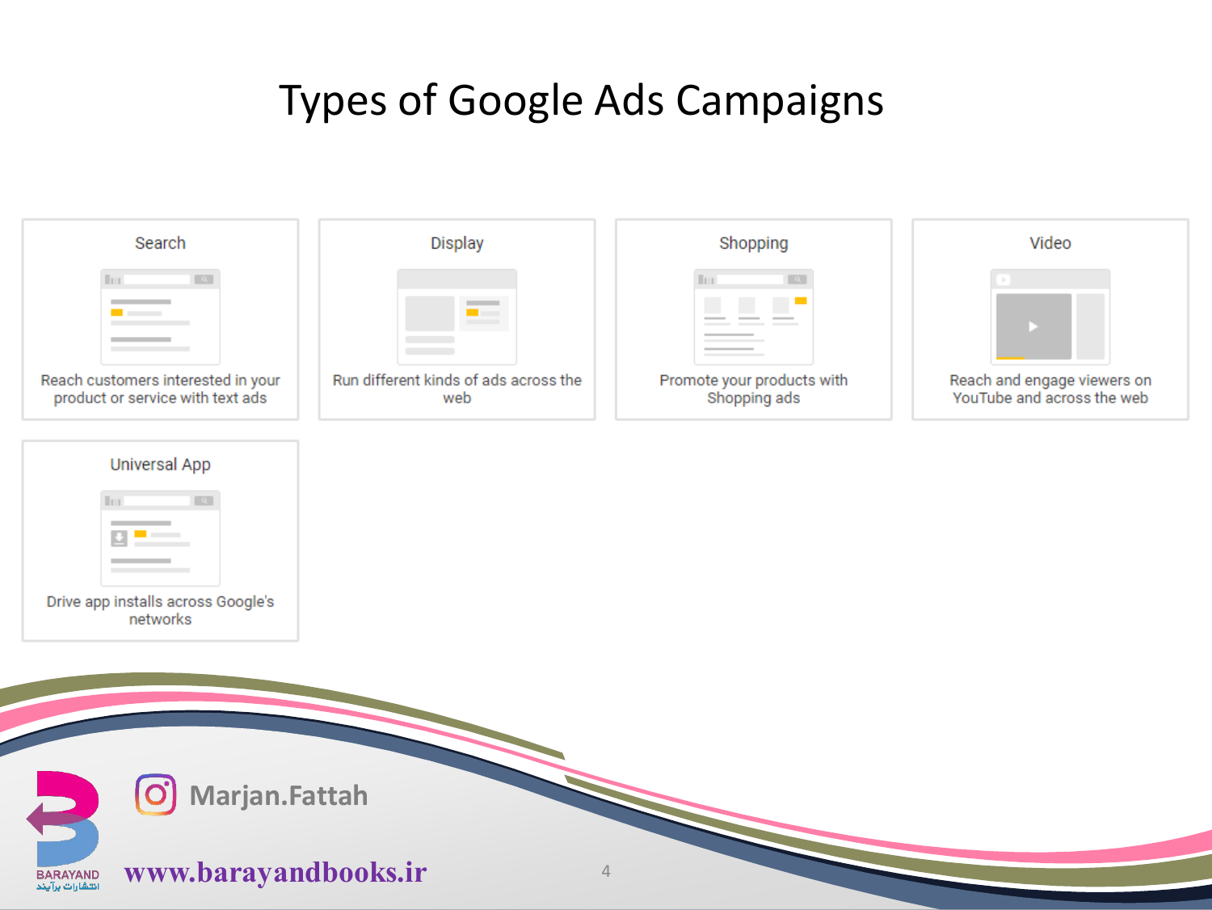# Types of Google Ads Campaigns

### Search

Reach customers interested in your product or service with text ads

### Display

Run different kinds of ads across the web

### Shopping

Promote your products with Shopping ads

### Video

Reach and engage viewers on YouTube and across the web

### Universal App

Drive app installs across Google's networks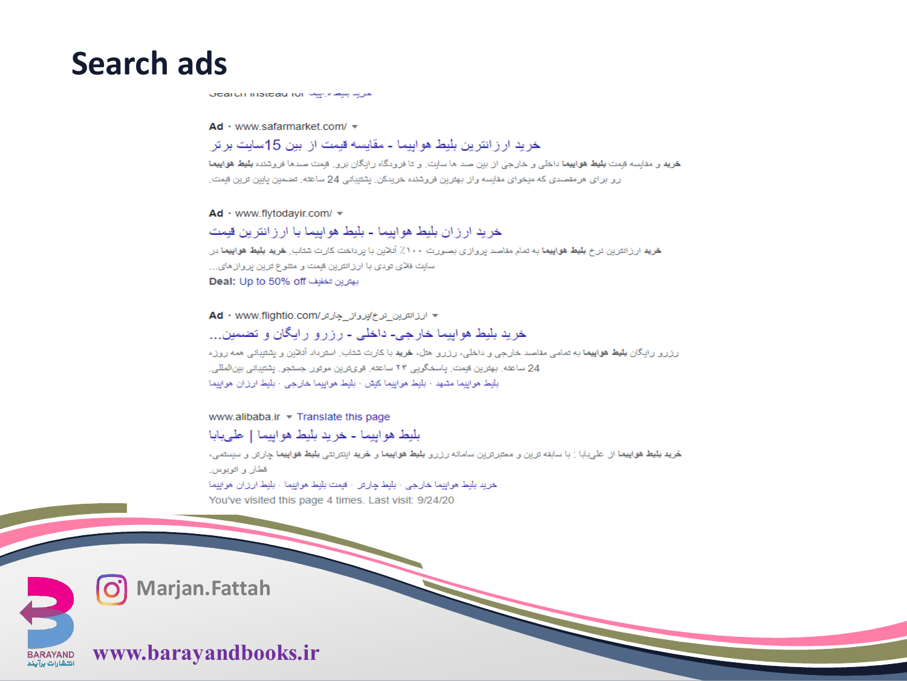# Search ads

Search instead for خرید بلیط هواپیما

Ad · www.safarmarket.com/

خرید ارزانترین بلیط هواپیما - مقایسه قیمت از بین 15سایت برتر

**خرید** و مقایسه قیمت **بلیط هواپیما** داخلی و خارجی از بین صد ها سایت. و تا فرودگاه رایگان برو. قیمت صدها فروشنده **بلیط هواپیما** رو برای هرمقصدی که میخوای مقایسه واز بهترین فروشنده خریدکن. پشتیبانی 24 ساعته. تضمین پایین ترین قیمت.

Ad · www.flytodayir.com/

خرید ارزان بلیط هواپیما - بلیط هواپیما با ارزانترین قیمت

**خرید** ارزانترین نرخ **بلیط هواپیما** به تمام مقاصد پروازی بصورت ۱۰۰٪ آنلاین با پرداخت کارت شتاب. **خرید بلیط هواپیما** در سایت فلای تودی با ارزانترین قیمت و متنوع ترین پروازهای...

**Deal:** Up to 50% off بهترین تخفیف

Ad · www.flightio.com/ارزانترین_نرخ/پرواز_چارتر

خرید بلیط هواپیما خارجی- داخلی - رزرو رایگان و تضمین...

رزرو رایگان **بلیط هواپیما** به تمامی مقاصد خارجی و داخلی، رزرو هتل، **خرید** با کارت شتاب. استرداد آنلاین و پشتیبانی همه روزه 24 ساعته. بهترین قیمت. پاسخگویی ۲۴ ساعته. قوی‌ترین موتور جستجو. پشتیبانی بین‌المللی.

بلیط هواپیما مشهد · بلیط هواپیما کیش · بلیط هواپیما خارجی · بلیط ارزان هواپیما

www.alibaba.ir · Translate this page

بلیط هواپیما - خرید بلیط هواپیما | علی‌بابا

**خرید بلیط هواپیما** از علی‌بابا : با سابقه ترین و معتبرترین سامانه رزرو **بلیط هواپیما** و **خرید** اینترنتی **بلیط هواپیما** چارتر و سیستمی، قطار و اتوبوس.

خرید بلیط هواپیما خارجی · بلیط چارتر · قیمت بلیط هواپیما · بلیط ارزان هواپیما

You've visited this page 4 times. Last visit: 9/24/20

Marjan.Fattah

www.barayandbooks.ir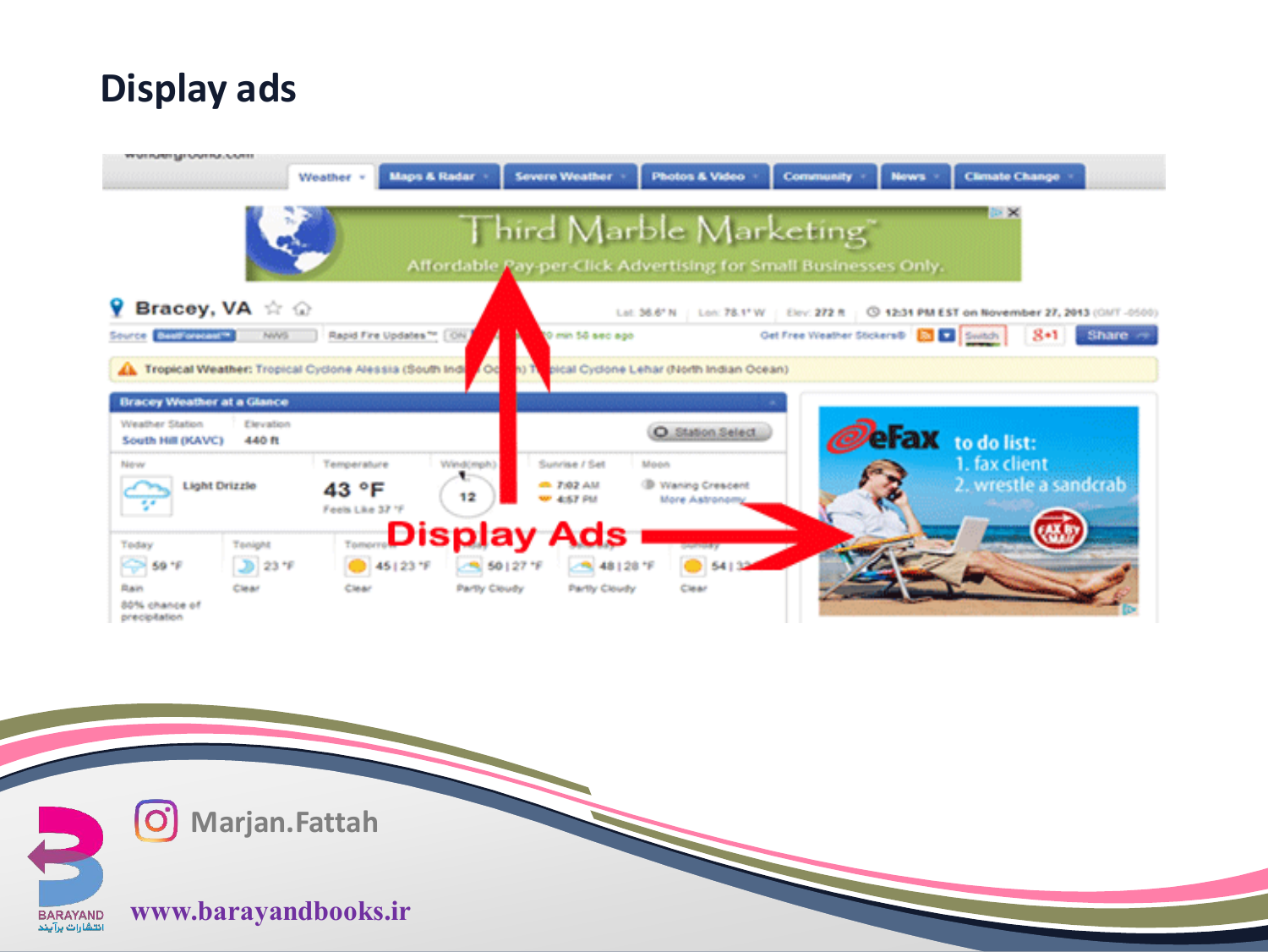# Display ads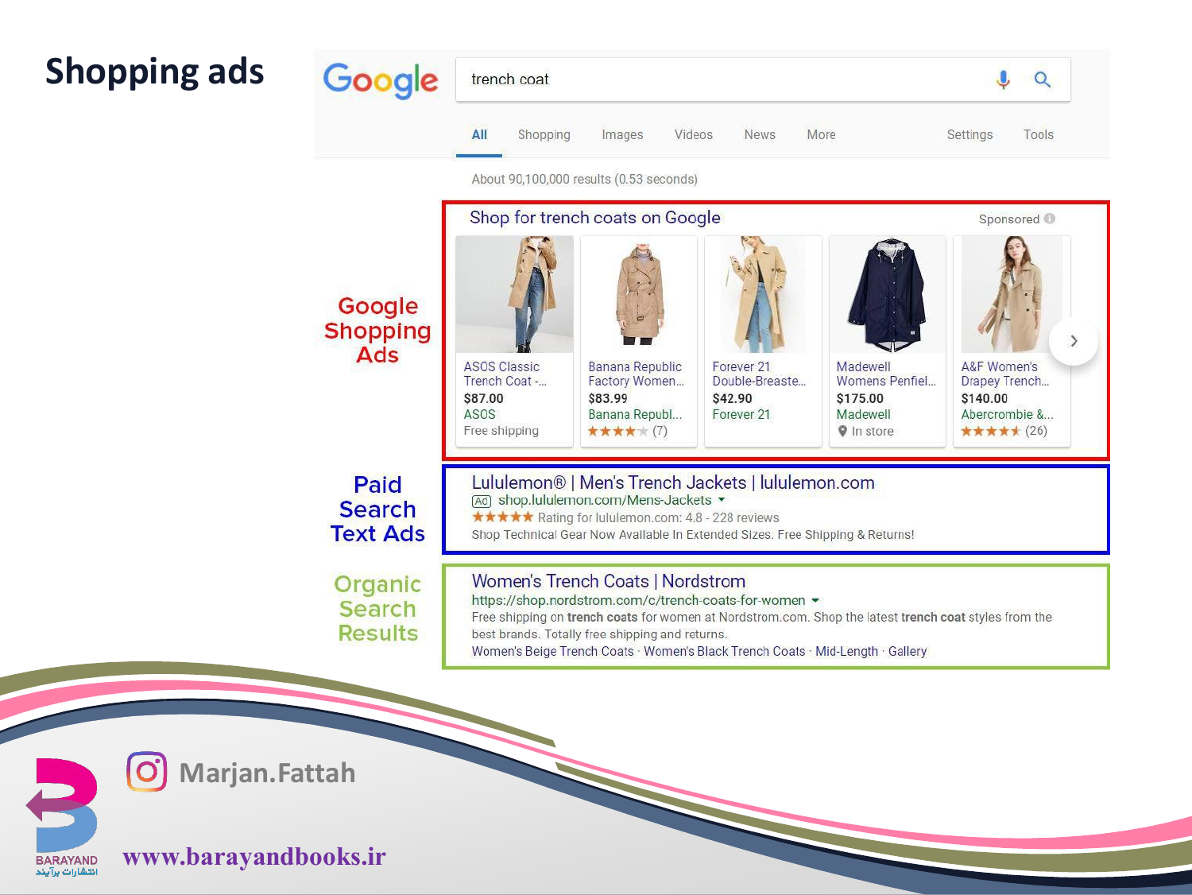# Shopping ads

Google

trench coat

All | Shopping | Images | Videos | News | More | Settings | Tools

About 90,100,000 results (0.53 seconds)

**Google Shopping Ads**

Shop for trench coats on Google — Sponsored

| ASOS Classic Trench Coat -... | Banana Republic Factory Women... | Forever 21 Double-Breaste... | Madewell Womens Penfiel... | A&F Women's Drapey Trench... |
| --- | --- | --- | --- | --- |
| $87.00 | $83.99 | $42.90 | $175.00 | $140.00 |
| ASOS | Banana Republ... | Forever 21 | Madewell | Abercrombie &... |
| Free shipping | ★★★★★ (7) | | In store | ★★★★★ (26) |

**Paid Search Text Ads**

Lululemon® | Men's Trench Jackets | lululemon.com
Ad shop.lululemon.com/Mens-Jackets
★★★★★ Rating for lululemon.com: 4.8 - 228 reviews
Shop Technical Gear Now Available In Extended Sizes. Free Shipping & Returns!

**Organic Search Results**

Women's Trench Coats | Nordstrom
https://shop.nordstrom.com/c/trench-coats-for-women
Free shipping on **trench coats** for women at Nordstrom.com. Shop the latest **trench coat** styles from the best brands. Totally free shipping and returns.
Women's Beige Trench Coats · Women's Black Trench Coats · Mid-Length · Gallery

Marjan.Fattah

BARAYAND انتشارات برآیند

www.barayandbooks.ir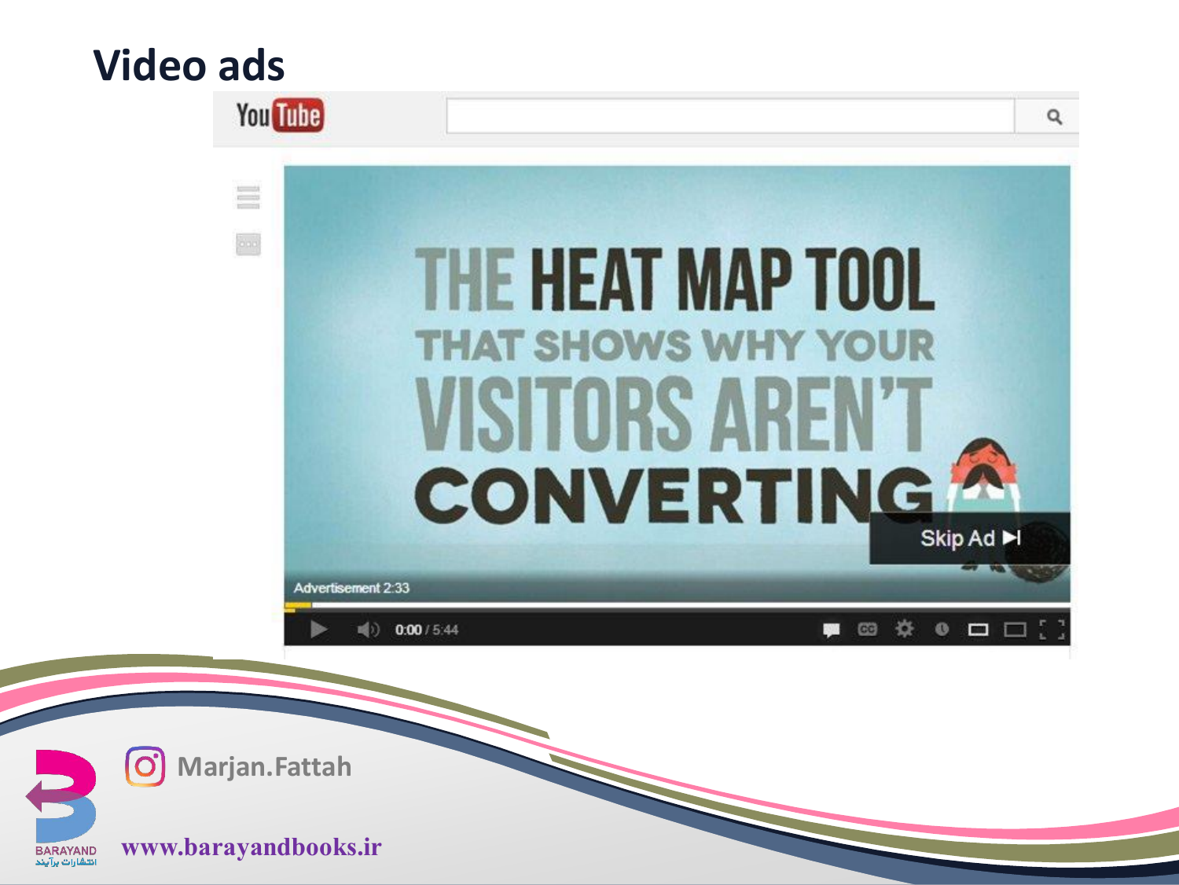# Video ads

THE HEAT MAP TOOL THAT SHOWS WHY YOUR VISITORS AREN'T CONVERTING

Skip Ad

Advertisement 2:33

0:00 / 5:44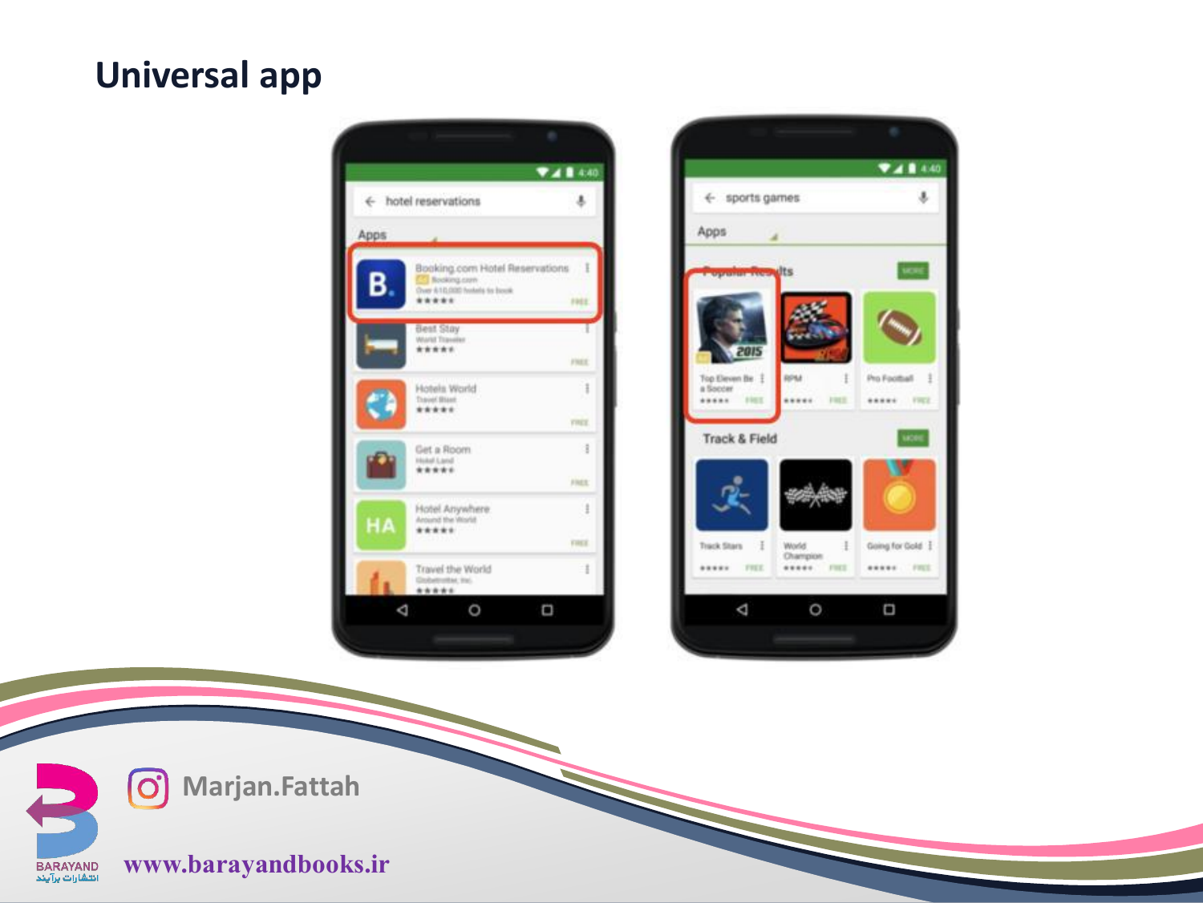# Universal app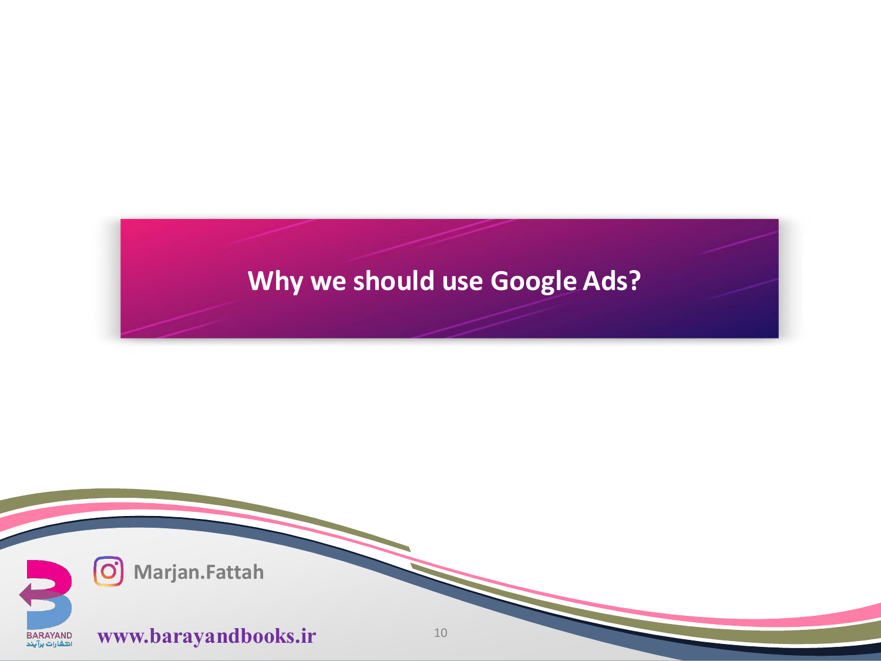# Why we should use Google Ads?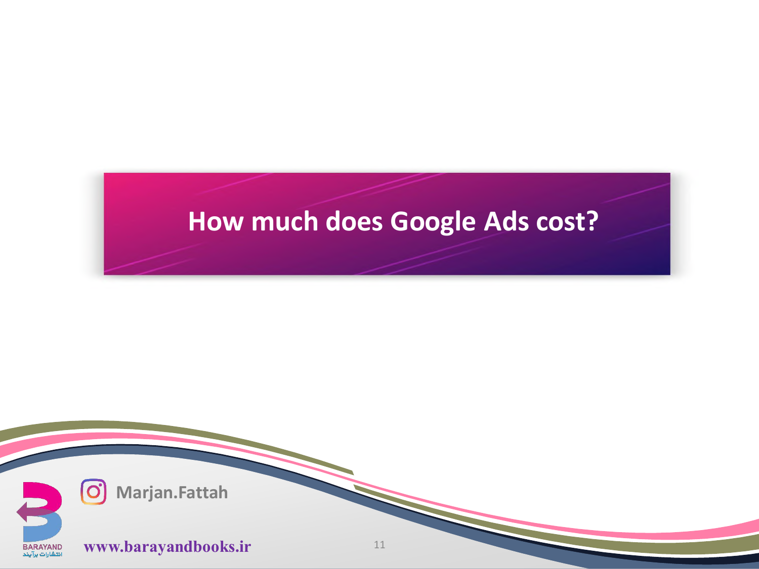# How much does Google Ads cost?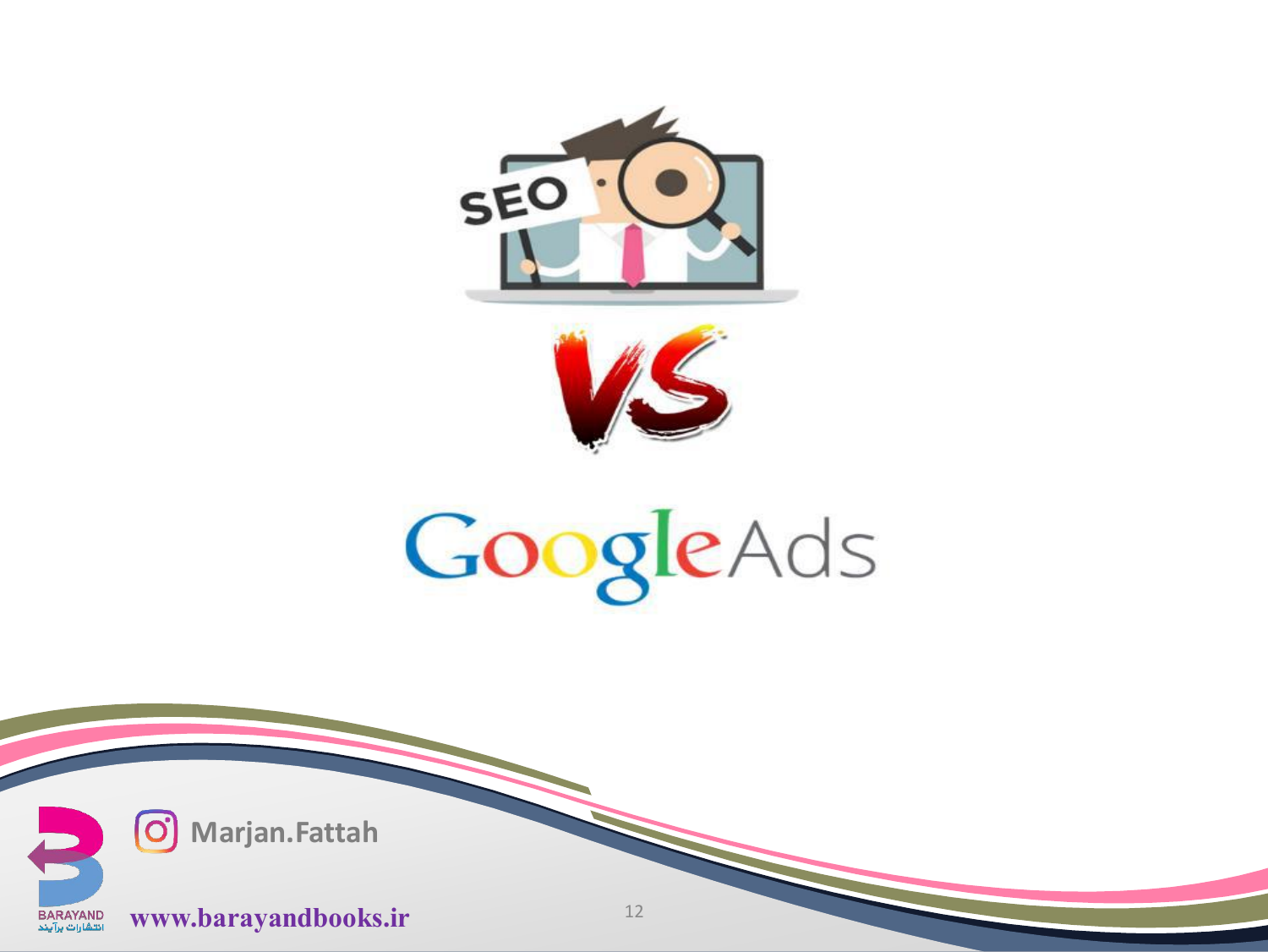SEO

VS

Google Ads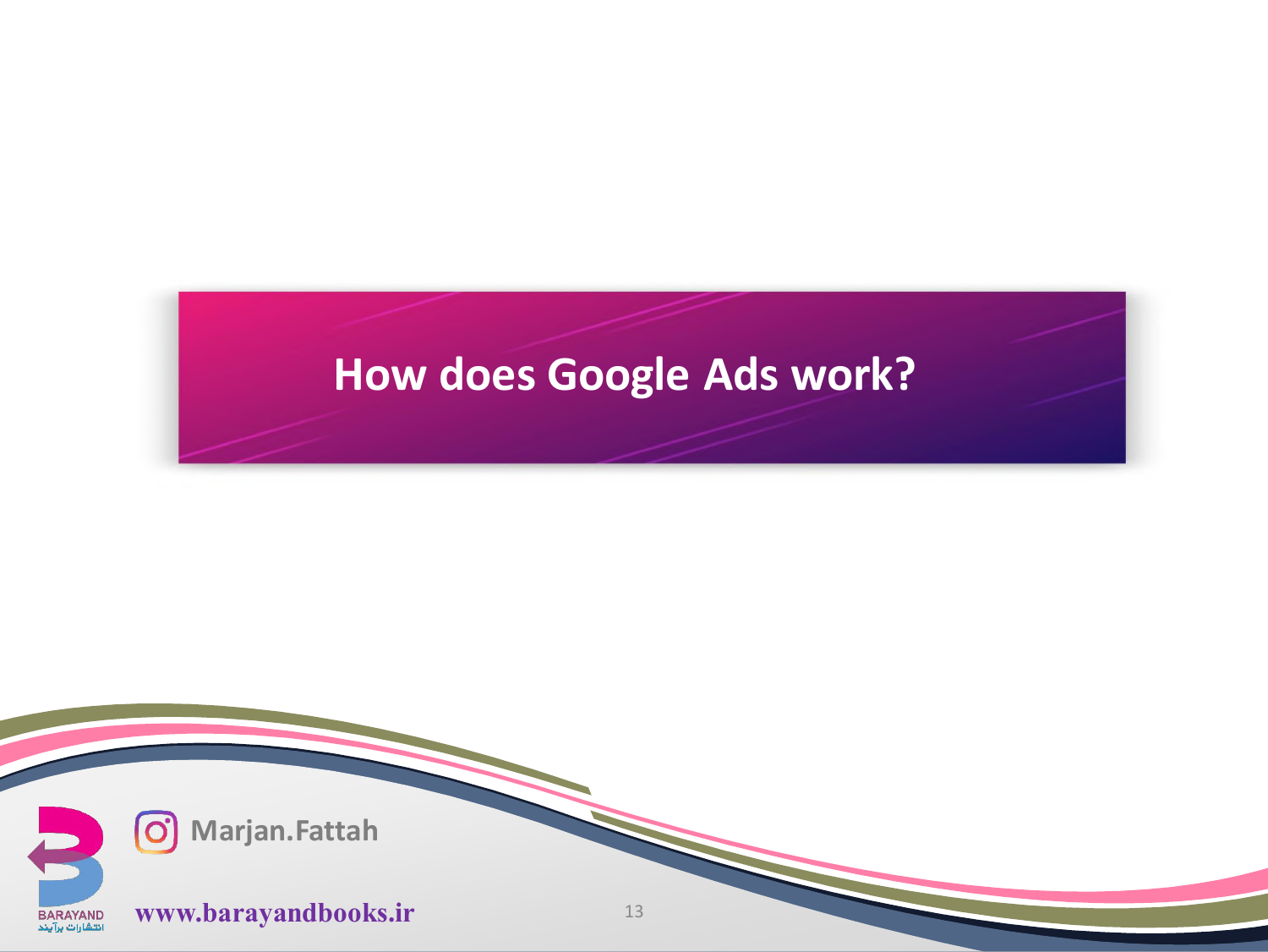# How does Google Ads work?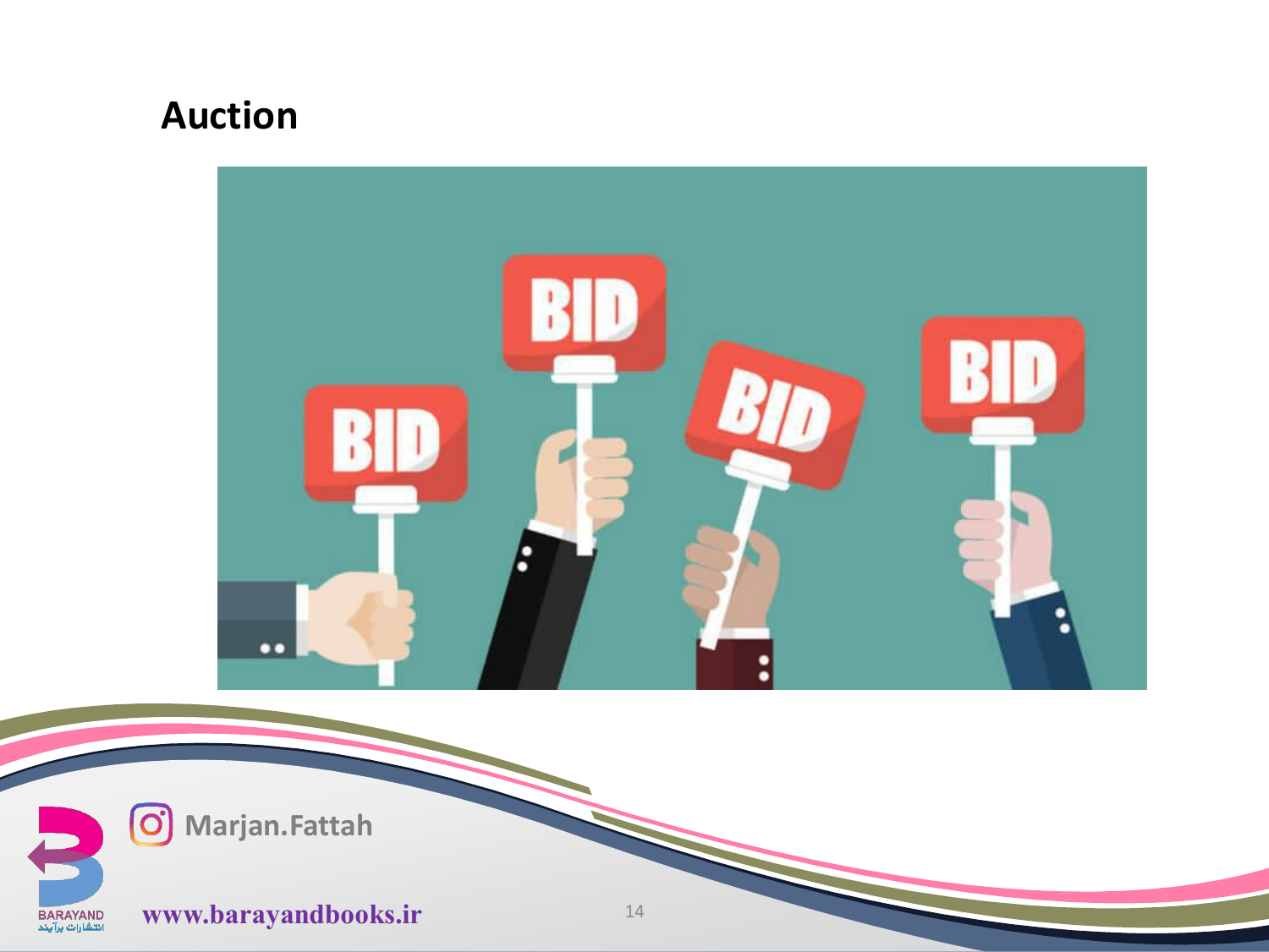## Auction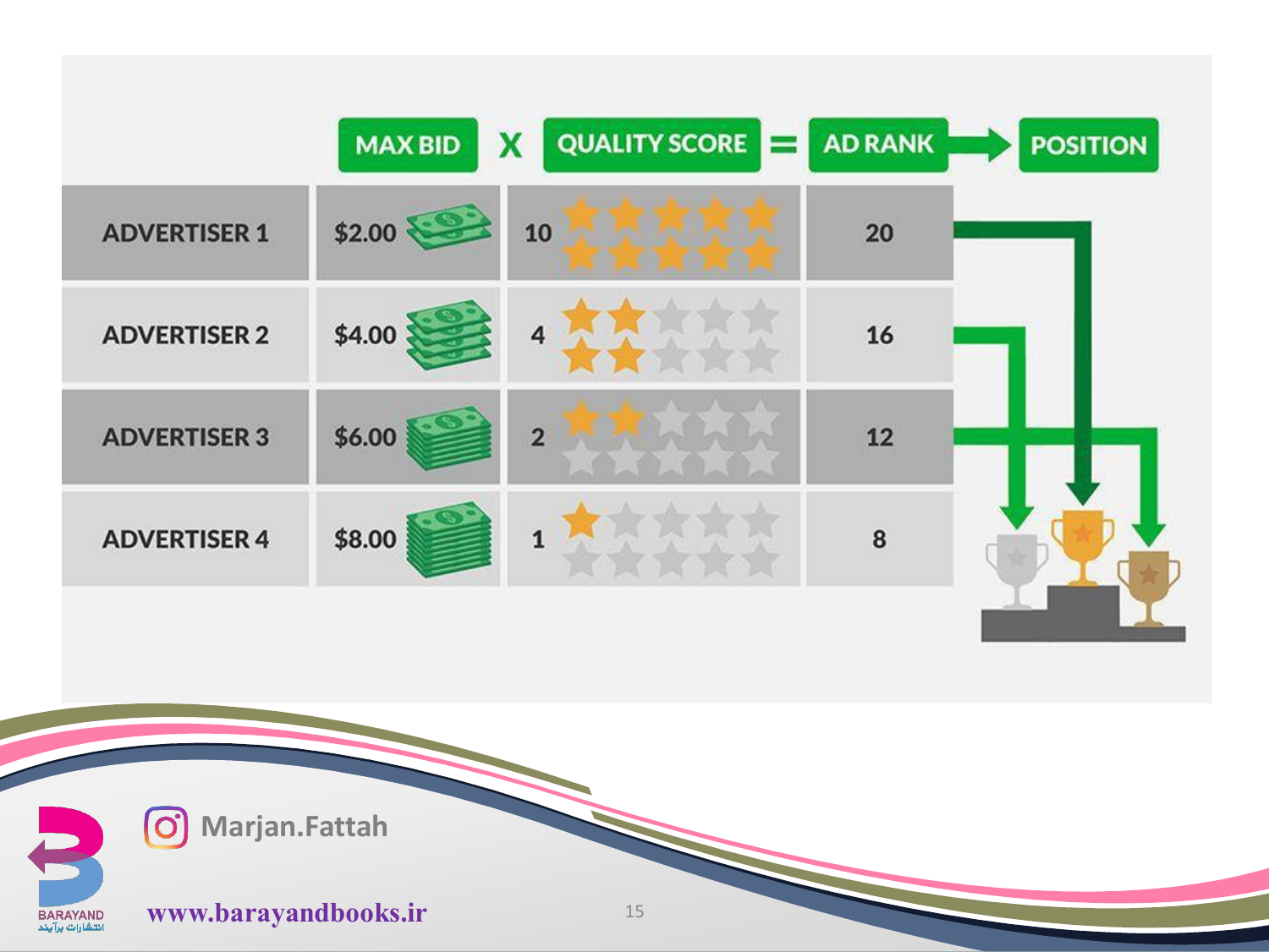| | MAX BID | X QUALITY SCORE | = AD RANK | POSITION |
|---|---|---|---|---|
| ADVERTISER 1 | $2.00 | 10 | 20 | |
| ADVERTISER 2 | $4.00 | 4 | 16 | |
| ADVERTISER 3 | $6.00 | 2 | 12 | |
| ADVERTISER 4 | $8.00 | 1 | 8 | |

Marjan.Fattah

www.barayandbooks.ir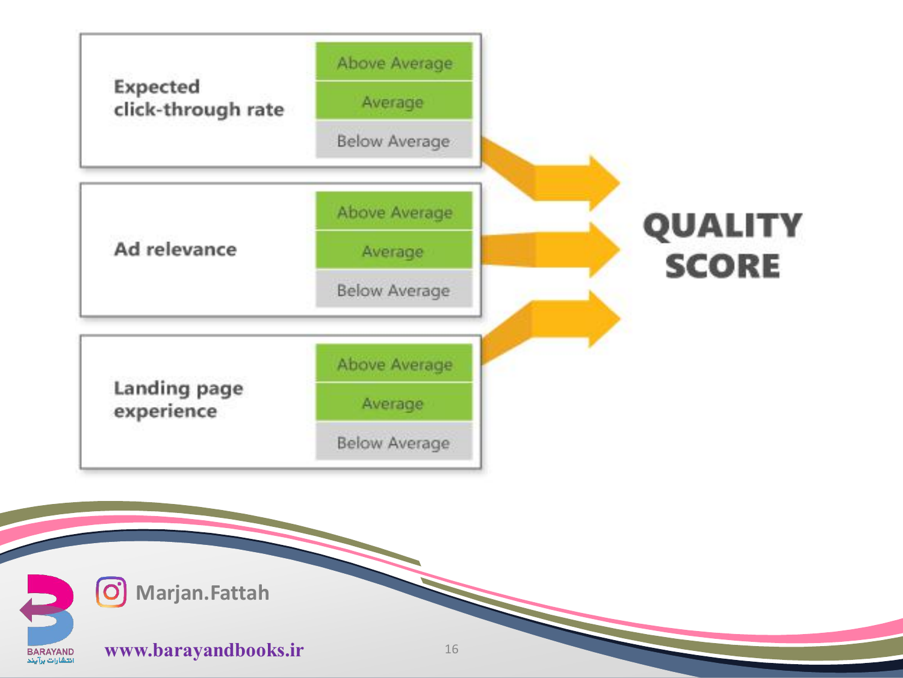| Component | Ratings |
| --- | --- |
| Expected click-through rate | Above Average / Average / Below Average |
| Ad relevance | Above Average / Average / Below Average |
| Landing page experience | Above Average / Average / Below Average |

**QUALITY SCORE**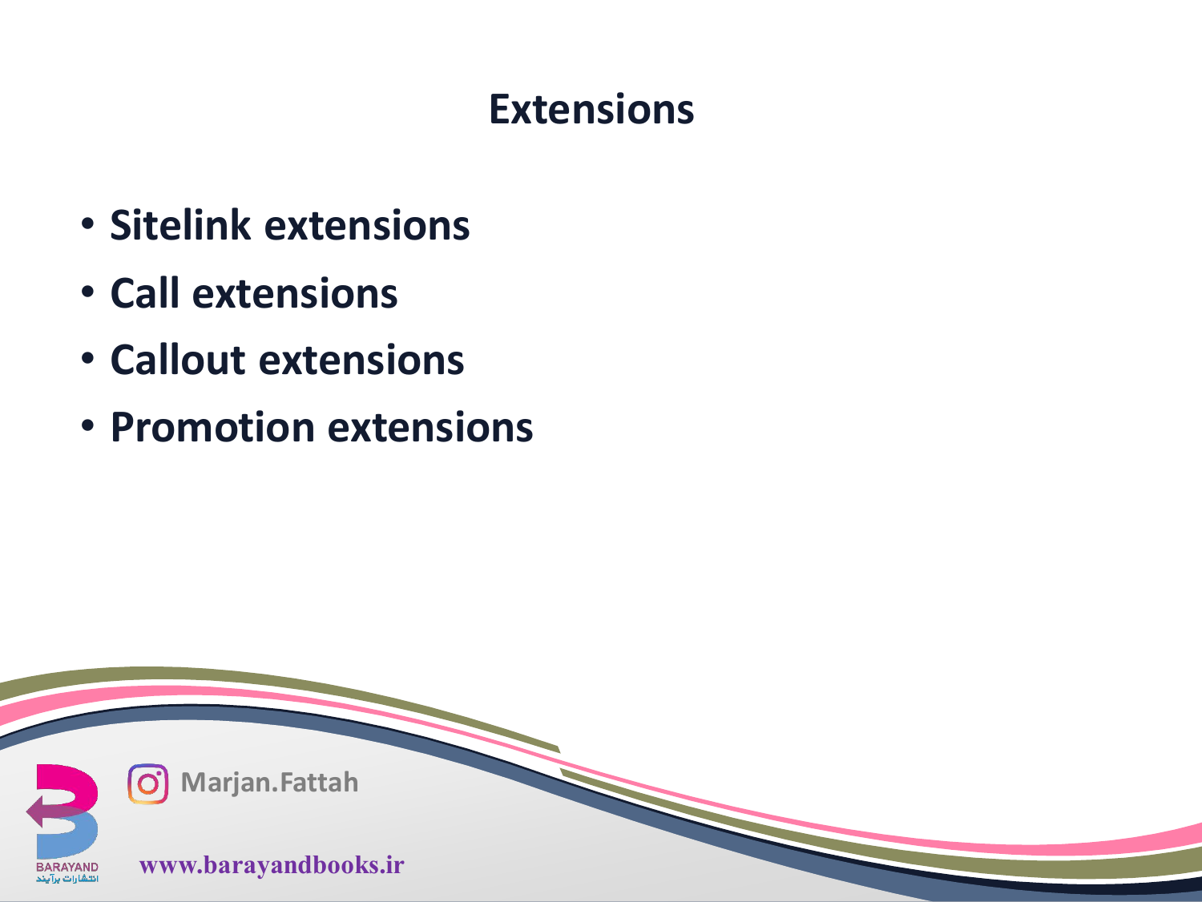# Extensions

- **Sitelink extensions**
- **Call extensions**
- **Callout extensions**
- **Promotion extensions**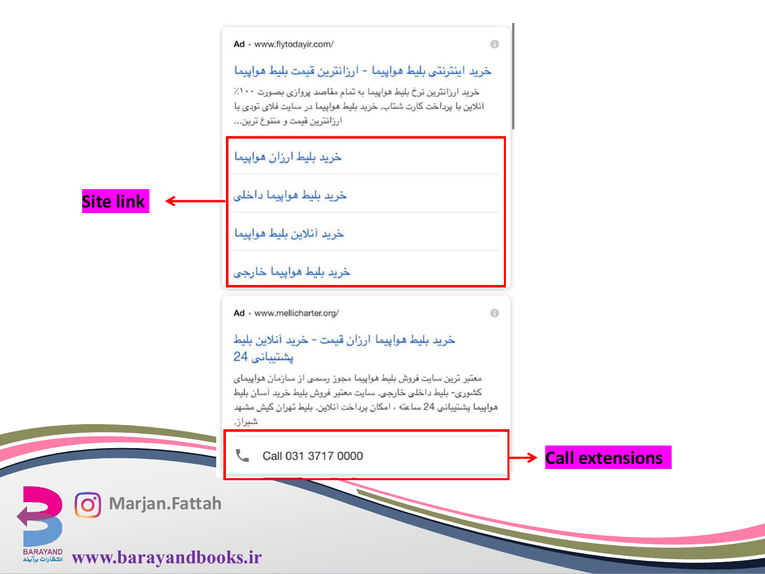Ad · www.flytodayir.com/

خرید اینترنتی بلیط هواپیما - ارزانترین قیمت بلیط هواپیما

خرید ارزانترین نرخ بلیط هواپیما به تمام مقاصد پروازی بصورت ۱۰۰٪ آنلاین با پرداخت کارت شتاب. خرید بلیط هواپیما در سایت فلای تودی با ارزانترین قیمت و متنوع ترین...

Site link

- خرید بلیط ارزان هواپیما
- خرید بلیط هواپیما داخلی
- خرید آنلاین بلیط هواپیما
- خرید بلیط هواپیما خارجی

Ad · www.mellicharter.org/

خرید بلیط هواپیما ارزان قیمت - خرید آنلاین بلیط پشتیبانی 24

معتبر ترین سایت فروش بلیط هواپیما مجوز رسمی از سازمان هواپیمای کشوری- بلیط داخلی خارجی. سایت معتبر فروش بلیط خرید آسان بلیط هواپیما پشتیبانی 24 ساعته ، امکان پرداخت آنلاین. بلیط تهران کیش مشهد شیراز.

Call 031 3717 0000

Call extensions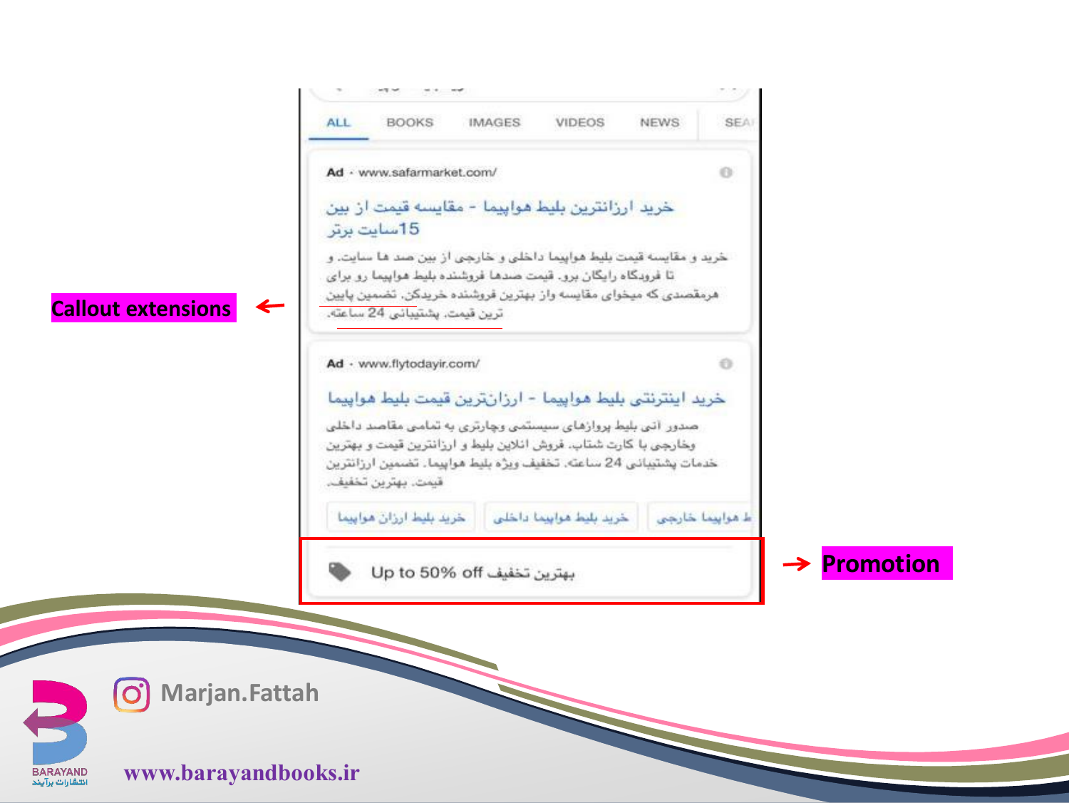Callout extensions

Promotion

ALL BOOKS IMAGES VIDEOS NEWS SEA

Ad · www.safarmarket.com/

خرید ارزانترین بلیط هواپیما - مقایسه قیمت از بین 15سایت برتر

خرید و مقایسه قیمت بلیط هواپیما داخلی و خارجی از بین صد ها سایت. و تا فرودگاه رایگان برو. قیمت صدها فروشنده بلیط هواپیما رو برای هرمقصدی که میخوای مقایسه واز بهترین فروشنده خریدکن. تضمین پایین ترین قیمت. پشتیبانی 24 ساعته.

Ad · www.flytodayir.com/

خرید اینترنتی بلیط هواپیما - ارزانترین قیمت بلیط هواپیما

صدور آنی بلیط پروازهای سیستمی وچارتری به تمامی مقاصد داخلی وخارجی با کارت شتاب. فروش انلاین بلیط و ارزانترین قیمت و بهترین خدمات پشتیبانی 24 ساعته. تخفیف ویژه بلیط هواپیما. تضمین ارزانترین قیمت. بهترین تخفیف.

خرید بلیط ارزان هواپیما | خرید بلیط هواپیما داخلی | ط هواپیما خارجی

Up to 50% off بهترین تخفیف

Marjan.Fattah

www.barayandbooks.ir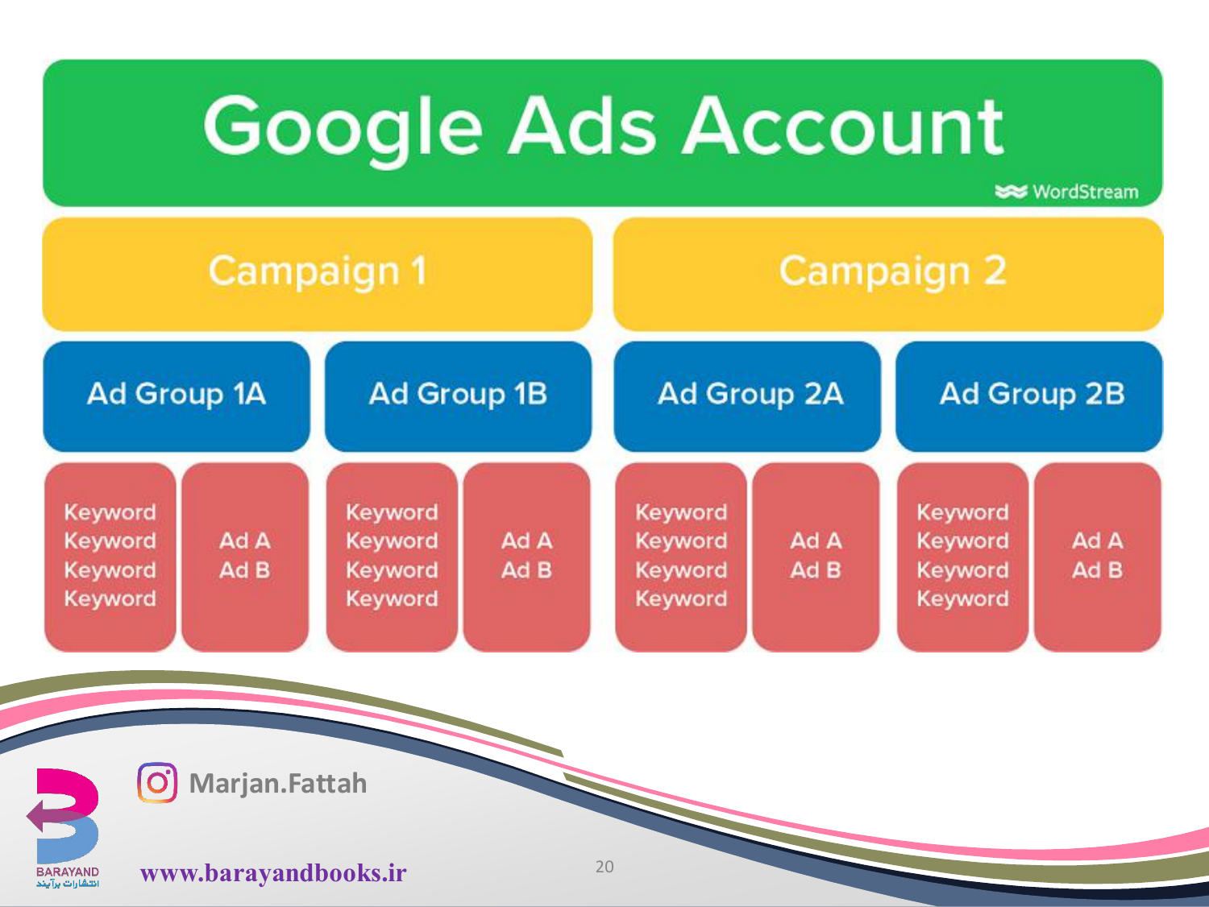# Google Ads Account

WordStream

| Campaign 1 | | | | Campaign 2 | | | |
| --- | --- | --- | --- | --- | --- | --- | --- |
| Ad Group 1A | | Ad Group 1B | | Ad Group 2A | | Ad Group 2B | |
| Keyword Keyword Keyword Keyword | Ad A Ad B | Keyword Keyword Keyword Keyword | Ad A Ad B | Keyword Keyword Keyword Keyword | Ad A Ad B | Keyword Keyword Keyword Keyword | Ad A Ad B |

Marjan.Fattah

www.barayandbooks.ir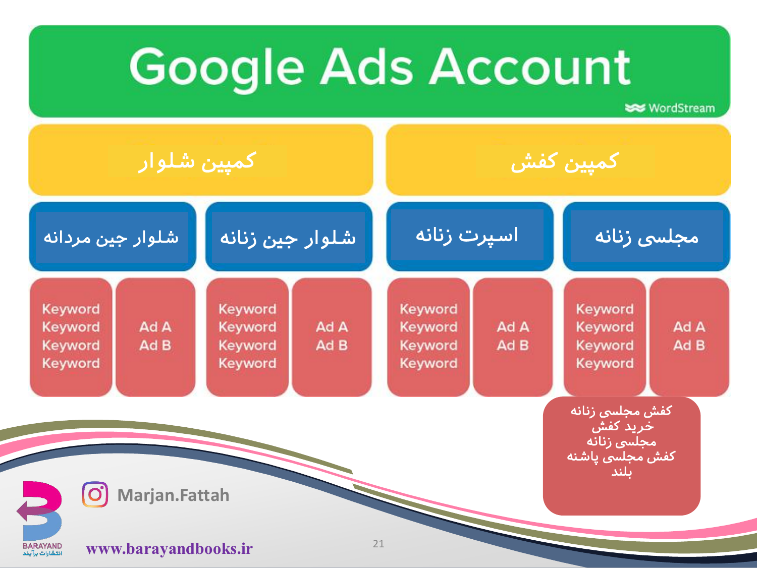# Google Ads Account

WordStream

| کمپین شلوار | | کمپین کفش | |
|---|---|---|---|
| شلوار جین مردانه | شلوار جین زنانه | اسپرت زنانه | مجلسی زنانه |
| Keyword Keyword Keyword Keyword / Ad A Ad B | Keyword Keyword Keyword Keyword / Ad A Ad B | Keyword Keyword Keyword Keyword / Ad A Ad B | Keyword Keyword Keyword Keyword / Ad A Ad B |

کفش مجلسی زنانه
خرید کفش
مجلسی زنانه
کفش مجلسی پاشنه بلند

Marjan.Fattah

www.barayandbooks.ir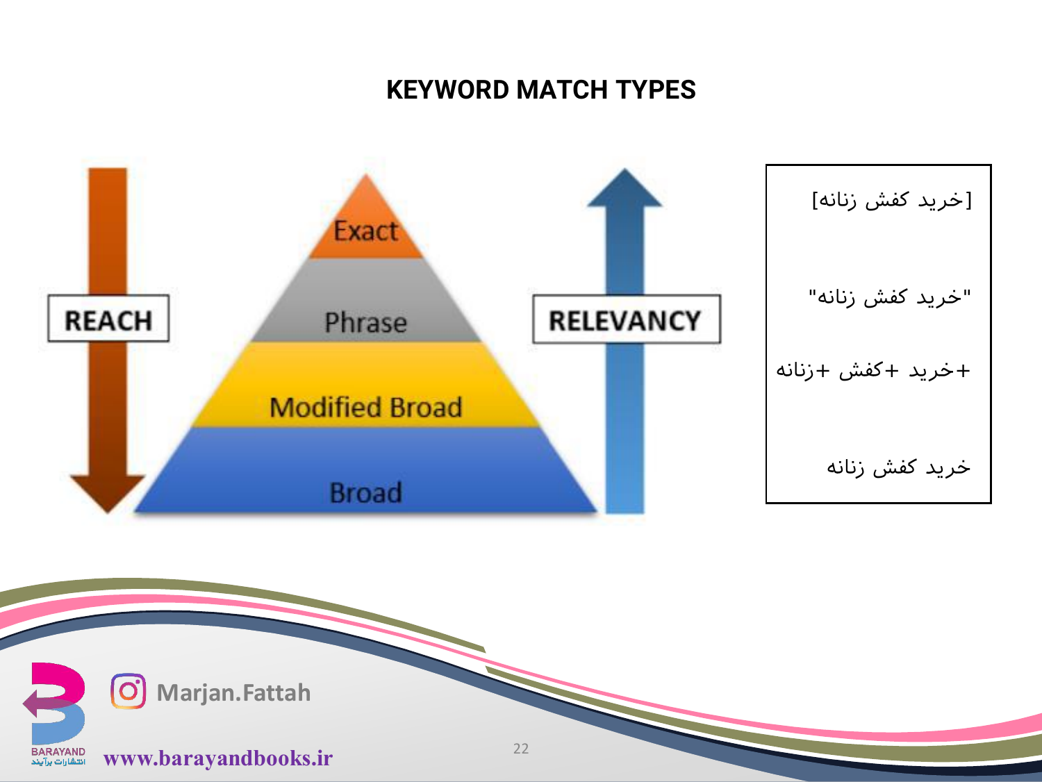# KEYWORD MATCH TYPES

REACH

Exact

Phrase

Modified Broad

Broad

RELEVANCY

[خرید کفش زنانه]

"خرید کفش زنانه"

+خرید +کفش +زنانه

خرید کفش زنانه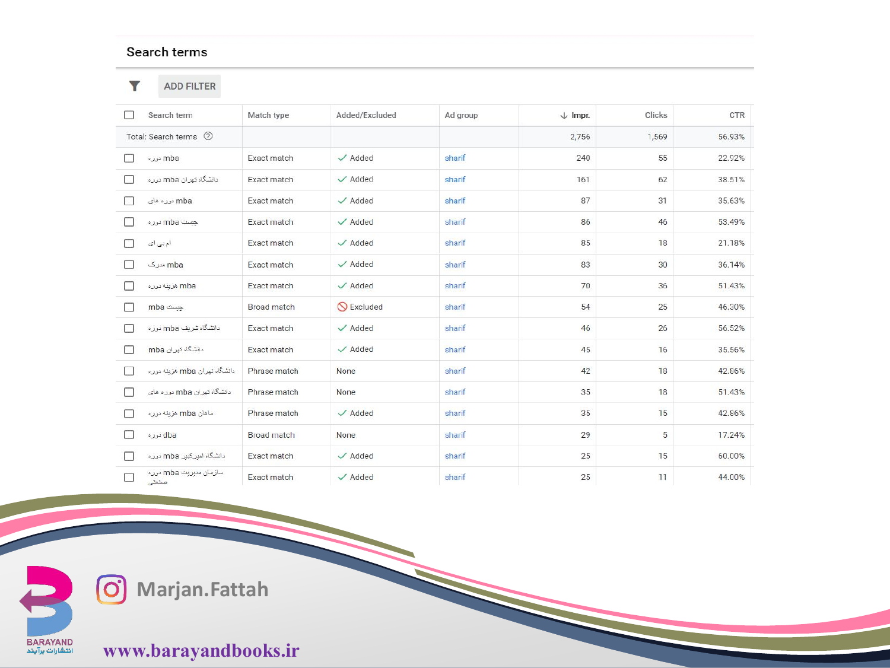## Search terms

ADD FILTER

| Search term | Match type | Added/Excluded | Ad group | Impr. | Clicks | CTR |
|---|---|---|---|---|---|---|
| Total: Search terms | | | | 2,756 | 1,569 | 56.93% |
| دوره mba | Exact match | Added | sharif | 240 | 55 | 22.92% |
| دانشگاه تهران mba دوره | Exact match | Added | sharif | 161 | 62 | 38.51% |
| دوره های mba | Exact match | Added | sharif | 87 | 31 | 35.63% |
| دوره mba چیست | Exact match | Added | sharif | 86 | 46 | 53.49% |
| ام بی ای | Exact match | Added | sharif | 85 | 18 | 21.18% |
| مدرک mba | Exact match | Added | sharif | 83 | 30 | 36.14% |
| دوره هزینه mba | Exact match | Added | sharif | 70 | 36 | 51.43% |
| mba چیست | Broad match | Excluded | sharif | 54 | 25 | 46.30% |
| دوره mba دانشگاه شریف | Exact match | Added | sharif | 46 | 26 | 56.52% |
| mba دانشگاه تهران | Exact match | Added | sharif | 45 | 16 | 35.56% |
| دوره هزینه mba دانشگاه تهران | Phrase match | None | sharif | 42 | 18 | 42.86% |
| دوره های mba دانشگاه تهران | Phrase match | None | sharif | 35 | 18 | 51.43% |
| دوره هزینه mba ماهان | Phrase match | Added | sharif | 35 | 15 | 42.86% |
| دوره dba | Broad match | None | sharif | 29 | 5 | 17.24% |
| دوره mba دانشگاه امیرکبیر | Exact match | Added | sharif | 25 | 15 | 60.00% |
| دوره mba سازمان مدیریت صنعتی | Exact match | Added | sharif | 25 | 11 | 44.00% |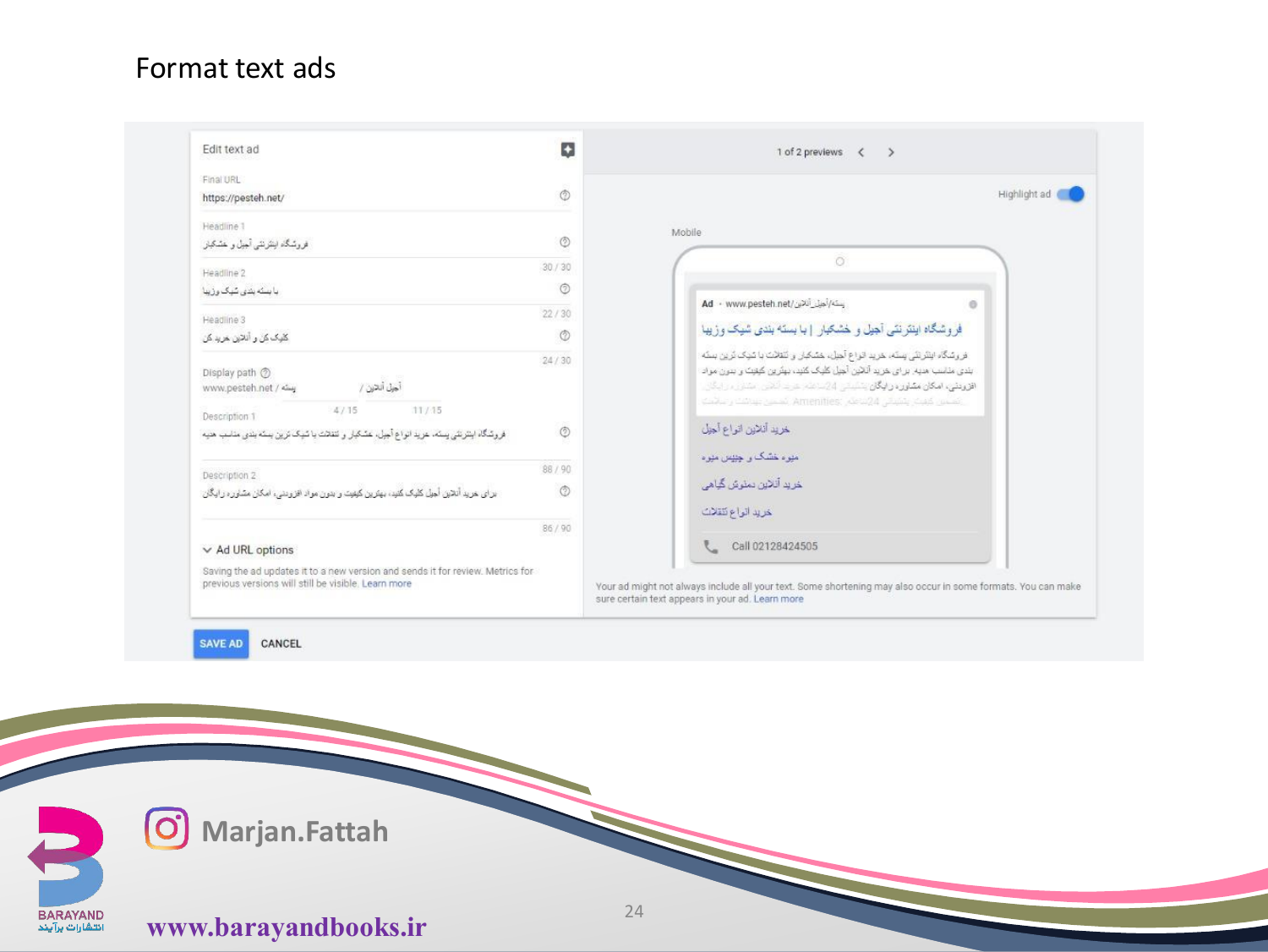# Format text ads

Edit text ad

Final URL
https://pesteh.net/

Headline 1
فروشگاه اینترنتی آجیل و خشکبار

30 / 30

Headline 2
با بسته بندی شیک وزیبا

22 / 30

Headline 3
کلیک کن و آنلاین خرید کن

24 / 30

Display path
www.pesteh.net / پسته / آجیل آنلاین

4 / 15 11 / 15

Description 1
فروشگاه اینترنتی پسته، خرید انواع آجیل، خشکبار و تنقلات با شیک ترین بسته بندی مناسب هدیه

88 / 90

Description 2
برای خرید آنلاین آجیل کلیک کنید، بهترین کیفیت و بدون مواد افزودنی، امکان مشاوره رایگان

86 / 90

Ad URL options

Saving the ad updates it to a new version and sends it for review. Metrics for previous versions will still be visible. Learn more

SAVE AD CANCEL

1 of 2 previews

Highlight ad

Mobile

Ad · www.pesteh.net/پسته/آجیل_آنلاین

فروشگاه اینترنتی آجیل و خشکبار | با بسته بندی شیک وزیبا

فروشگاه اینترنتی پسته، خرید انواع آجیل، خشکبار و تنقلات با شیک ترین بسته بندی مناسب هدیه. برای خرید آنلاین آجیل کلیک کنید، بهترین کیفیت و بدون مواد افزودنی، امکان مشاوره رایگان

خرید آنلاین انواع آجیل

میوه خشک و چیپس میوه

خرید آنلاین دمنوش گیاهی

خرید انواع تنقلات

Call 02128424505

Your ad might not always include all your text. Some shortening may also occur in some formats. You can make sure certain text appears in your ad. Learn more

Marjan.Fattah

www.barayandbooks.ir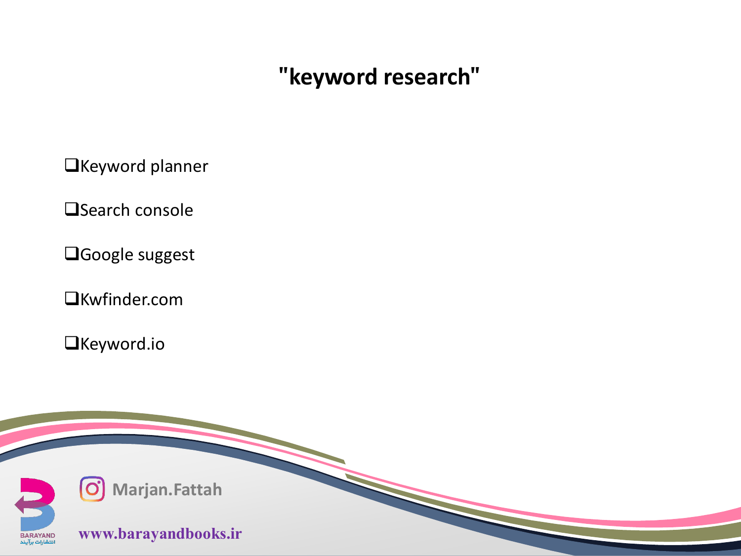# "keyword research"

- Keyword planner
- Search console
- Google suggest
- Kwfinder.com
- Keyword.io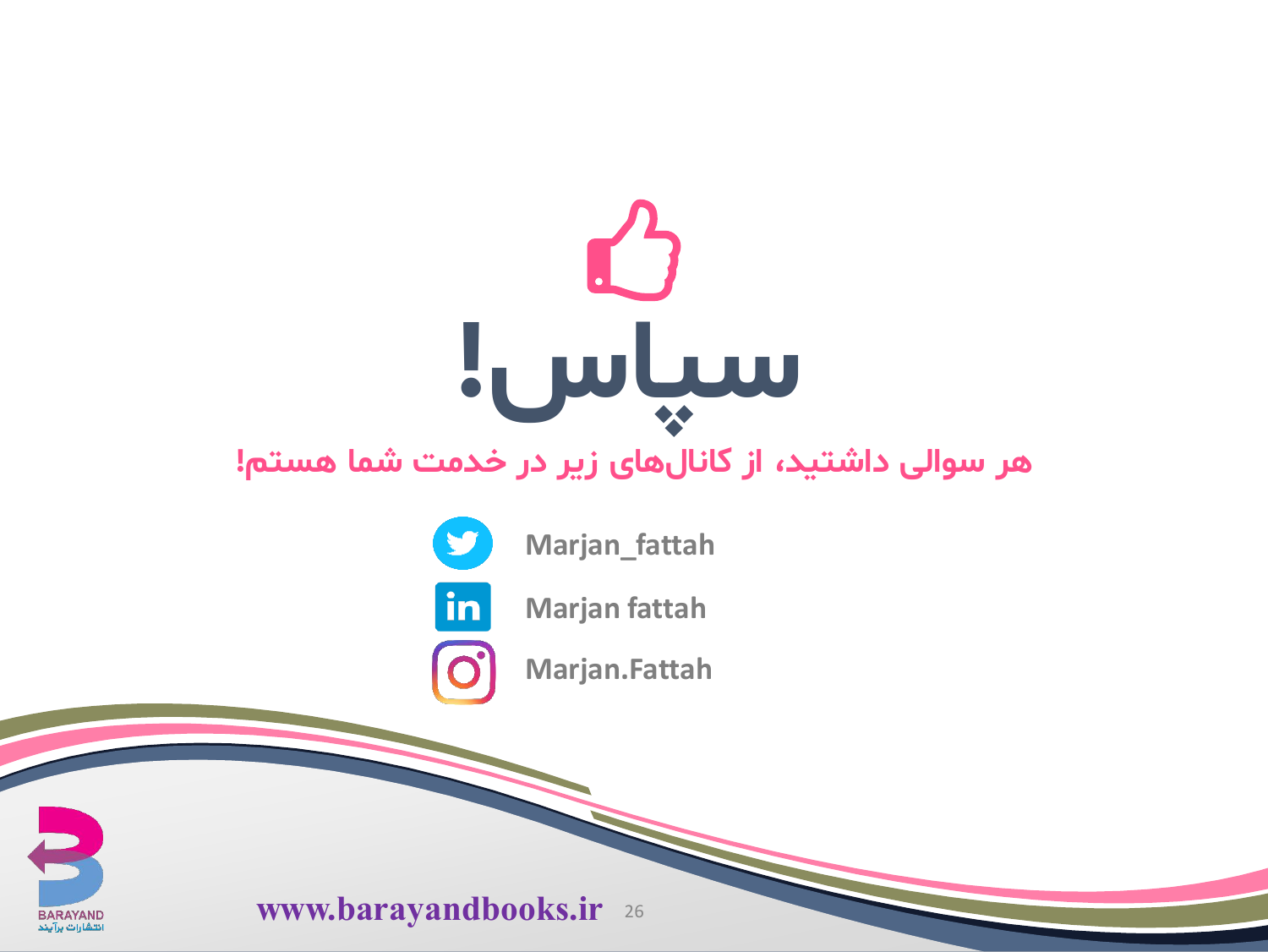# سپاس!

**هر سوالی داشتید، از کانال‌های زیر در خدمت شما هستم!**

Marjan_fattah

Marjan fattah

Marjan.Fattah

BARAYAND
انتشارات برآیند

www.barayandbooks.ir